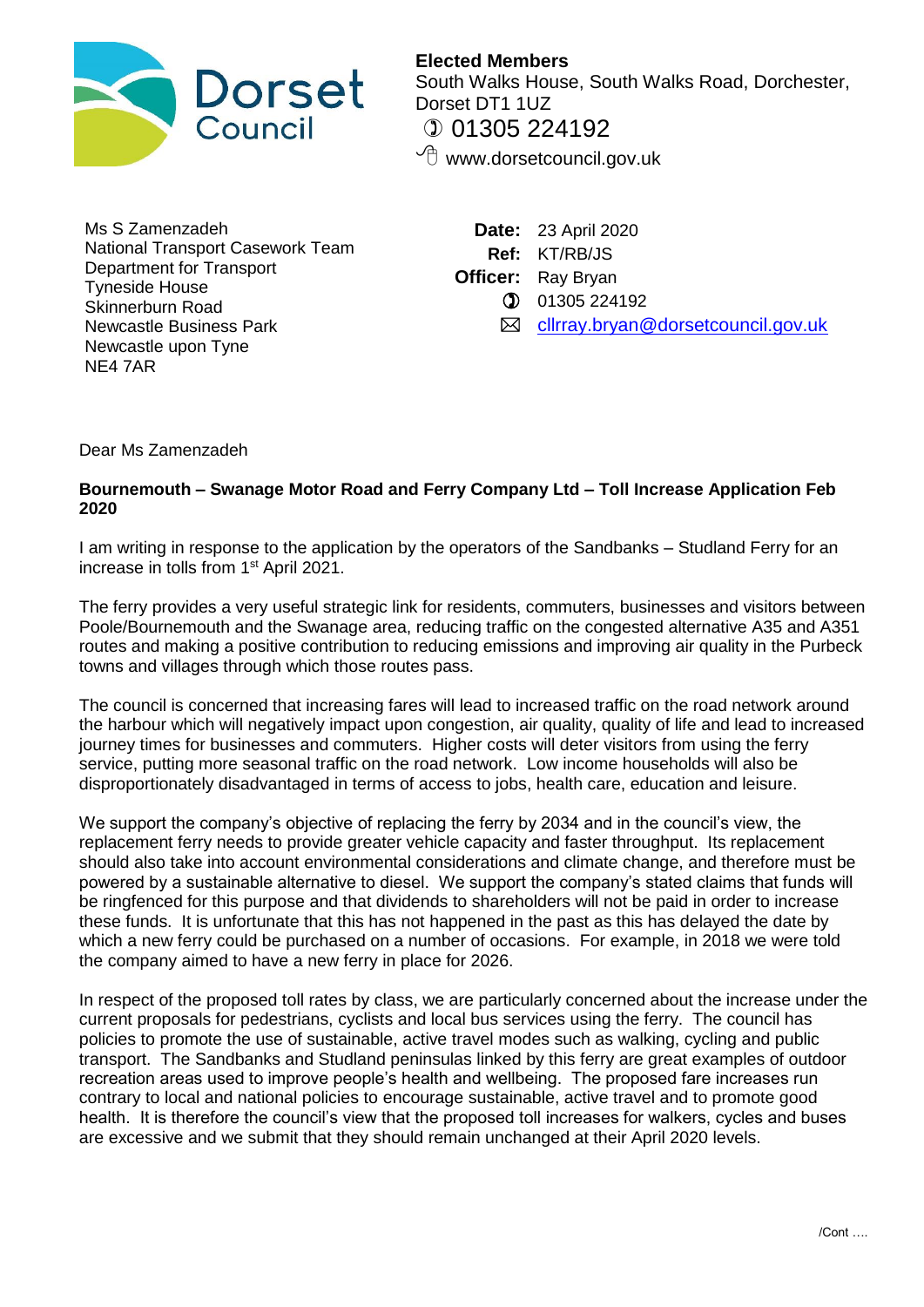**Dorset Council**

**Elected Members**
South Walks House, South Walks Road, Dorchester, Dorset DT1 1UZ
01305 224192
www.dorsetcouncil.gov.uk

Ms S Zamenzadeh
National Transport Casework Team
Department for Transport
Tyneside House
Skinnerburn Road
Newcastle Business Park
Newcastle upon Tyne
NE4 7AR

**Date:** 23 April 2020
**Ref:** KT/RB/JS
**Officer:** Ray Bryan
01305 224192
cllrray.bryan@dorsetcouncil.gov.uk

Dear Ms Zamenzadeh

**Bournemouth – Swanage Motor Road and Ferry Company Ltd – Toll Increase Application Feb 2020**

I am writing in response to the application by the operators of the Sandbanks – Studland Ferry for an increase in tolls from 1st April 2021.

The ferry provides a very useful strategic link for residents, commuters, businesses and visitors between Poole/Bournemouth and the Swanage area, reducing traffic on the congested alternative A35 and A351 routes and making a positive contribution to reducing emissions and improving air quality in the Purbeck towns and villages through which those routes pass.

The council is concerned that increasing fares will lead to increased traffic on the road network around the harbour which will negatively impact upon congestion, air quality, quality of life and lead to increased journey times for businesses and commuters. Higher costs will deter visitors from using the ferry service, putting more seasonal traffic on the road network. Low income households will also be disproportionately disadvantaged in terms of access to jobs, health care, education and leisure.

We support the company's objective of replacing the ferry by 2034 and in the council's view, the replacement ferry needs to provide greater vehicle capacity and faster throughput. Its replacement should also take into account environmental considerations and climate change, and therefore must be powered by a sustainable alternative to diesel. We support the company's stated claims that funds will be ringfenced for this purpose and that dividends to shareholders will not be paid in order to increase these funds. It is unfortunate that this has not happened in the past as this has delayed the date by which a new ferry could be purchased on a number of occasions. For example, in 2018 we were told the company aimed to have a new ferry in place for 2026.

In respect of the proposed toll rates by class, we are particularly concerned about the increase under the current proposals for pedestrians, cyclists and local bus services using the ferry. The council has policies to promote the use of sustainable, active travel modes such as walking, cycling and public transport. The Sandbanks and Studland peninsulas linked by this ferry are great examples of outdoor recreation areas used to improve people's health and wellbeing. The proposed fare increases run contrary to local and national policies to encourage sustainable, active travel and to promote good health. It is therefore the council's view that the proposed toll increases for walkers, cycles and buses are excessive and we submit that they should remain unchanged at their April 2020 levels.

/Cont ….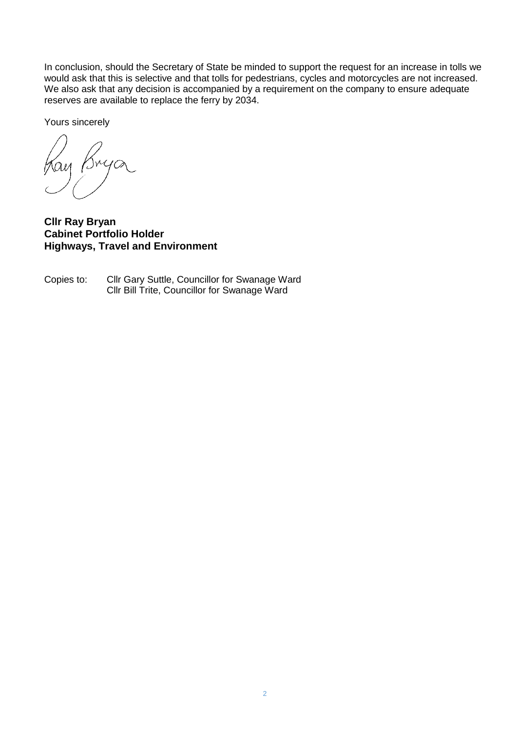In conclusion, should the Secretary of State be minded to support the request for an increase in tolls we would ask that this is selective and that tolls for pedestrians, cycles and motorcycles are not increased. We also ask that any decision is accompanied by a requirement on the company to ensure adequate reserves are available to replace the ferry by 2034.

Yours sincerely

**Cllr Ray Bryan**
**Cabinet Portfolio Holder**
**Highways, Travel and Environment**

Copies to: Cllr Gary Suttle, Councillor for Swanage Ward
Cllr Bill Trite, Councillor for Swanage Ward